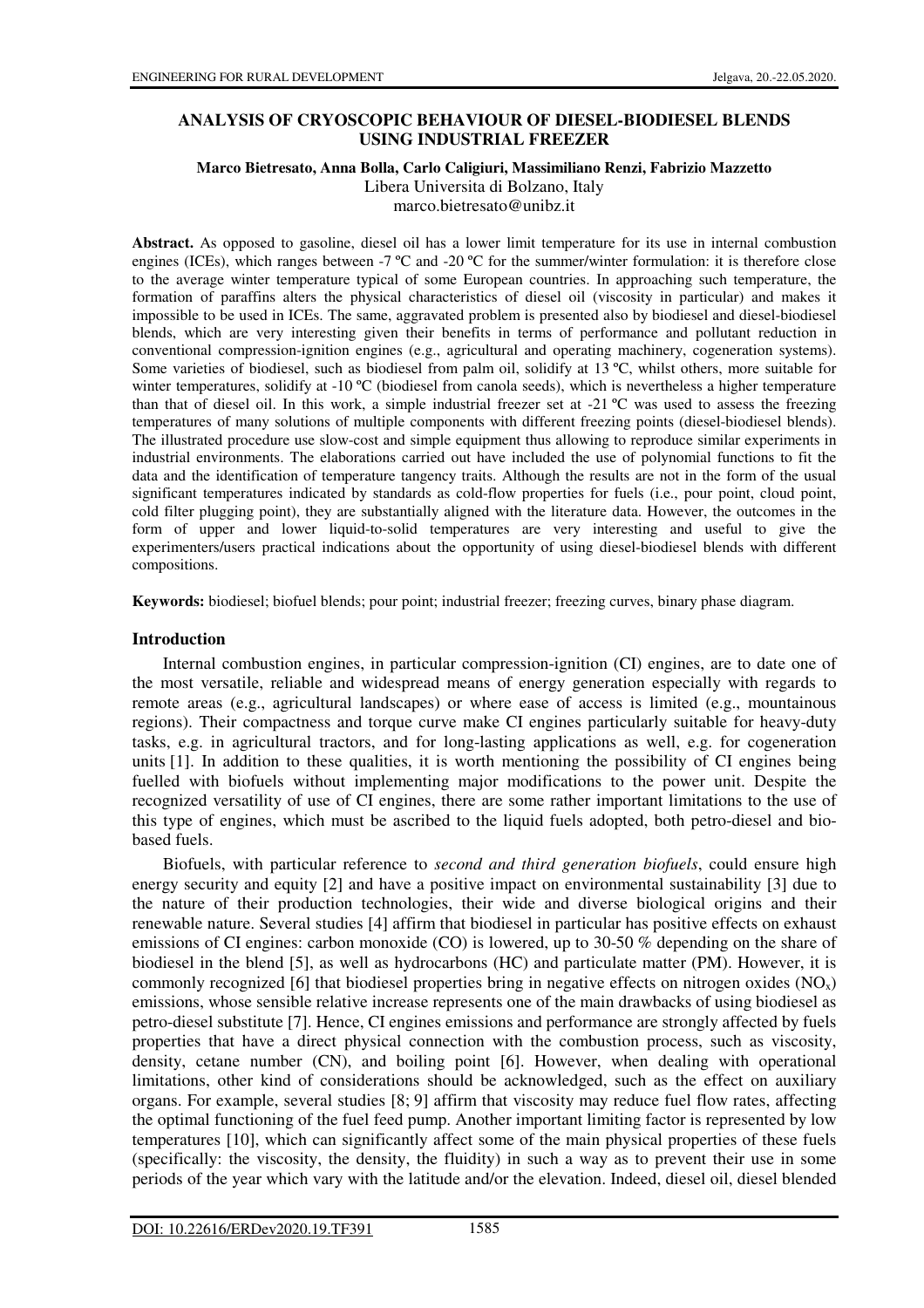# ANALYSIS OF CRYOSCOPIC BEHAVIOUR OF DIESEL-BIODIESEL BLENDS USING INDUSTRIAL FREEZER

**Marco Bietresato, Anna Bolla, Carlo Caligiuri, Massimiliano Renzi, Fabrizio Mazzetto**

Libera Universita di Bolzano, Italy

marco.bietresato@unibz.it

**Abstract.** As opposed to gasoline, diesel oil has a lower limit temperature for its use in internal combustion engines (ICEs), which ranges between -7 ºC and -20 ºC for the summer/winter formulation: it is therefore close to the average winter temperature typical of some European countries. In approaching such temperature, the formation of paraffins alters the physical characteristics of diesel oil (viscosity in particular) and makes it impossible to be used in ICEs. The same, aggravated problem is presented also by biodiesel and diesel-biodiesel blends, which are very interesting given their benefits in terms of performance and pollutant reduction in conventional compression-ignition engines (e.g., agricultural and operating machinery, cogeneration systems). Some varieties of biodiesel, such as biodiesel from palm oil, solidify at 13 ºC, whilst others, more suitable for winter temperatures, solidify at -10 ºC (biodiesel from canola seeds), which is nevertheless a higher temperature than that of diesel oil. In this work, a simple industrial freezer set at -21 ºC was used to assess the freezing temperatures of many solutions of multiple components with different freezing points (diesel-biodiesel blends). The illustrated procedure use slow-cost and simple equipment thus allowing to reproduce similar experiments in industrial environments. The elaborations carried out have included the use of polynomial functions to fit the data and the identification of temperature tangency traits. Although the results are not in the form of the usual significant temperatures indicated by standards as cold-flow properties for fuels (i.e., pour point, cloud point, cold filter plugging point), they are substantially aligned with the literature data. However, the outcomes in the form of upper and lower liquid-to-solid temperatures are very interesting and useful to give the experimenters/users practical indications about the opportunity of using diesel-biodiesel blends with different compositions.

**Keywords:** biodiesel; biofuel blends; pour point; industrial freezer; freezing curves, binary phase diagram.

## Introduction

Internal combustion engines, in particular compression-ignition (CI) engines, are to date one of the most versatile, reliable and widespread means of energy generation especially with regards to remote areas (e.g., agricultural landscapes) or where ease of access is limited (e.g., mountainous regions). Their compactness and torque curve make CI engines particularly suitable for heavy-duty tasks, e.g. in agricultural tractors, and for long-lasting applications as well, e.g. for cogeneration units [1]. In addition to these qualities, it is worth mentioning the possibility of CI engines being fuelled with biofuels without implementing major modifications to the power unit. Despite the recognized versatility of use of CI engines, there are some rather important limitations to the use of this type of engines, which must be ascribed to the liquid fuels adopted, both petro-diesel and bio-based fuels.

Biofuels, with particular reference to *second and third generation biofuels*, could ensure high energy security and equity [2] and have a positive impact on environmental sustainability [3] due to the nature of their production technologies, their wide and diverse biological origins and their renewable nature. Several studies [4] affirm that biodiesel in particular has positive effects on exhaust emissions of CI engines: carbon monoxide (CO) is lowered, up to 30-50 % depending on the share of biodiesel in the blend [5], as well as hydrocarbons (HC) and particulate matter (PM). However, it is commonly recognized [6] that biodiesel properties bring in negative effects on nitrogen oxides ($NO_x$) emissions, whose sensible relative increase represents one of the main drawbacks of using biodiesel as petro-diesel substitute [7]. Hence, CI engines emissions and performance are strongly affected by fuels properties that have a direct physical connection with the combustion process, such as viscosity, density, cetane number (CN), and boiling point [6]. However, when dealing with operational limitations, other kind of considerations should be acknowledged, such as the effect on auxiliary organs. For example, several studies [8; 9] affirm that viscosity may reduce fuel flow rates, affecting the optimal functioning of the fuel feed pump. Another important limiting factor is represented by low temperatures [10], which can significantly affect some of the main physical properties of these fuels (specifically: the viscosity, the density, the fluidity) in such a way as to prevent their use in some periods of the year which vary with the latitude and/or the elevation. Indeed, diesel oil, diesel blended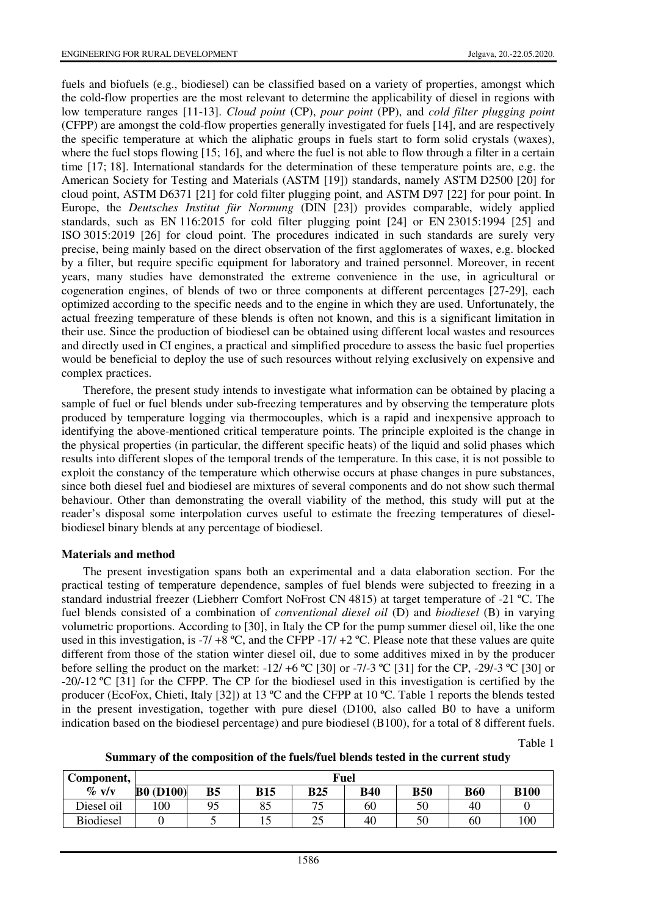fuels and biofuels (e.g., biodiesel) can be classified based on a variety of properties, amongst which the cold-flow properties are the most relevant to determine the applicability of diesel in regions with low temperature ranges [11-13]. *Cloud point* (CP), *pour point* (PP), and *cold filter plugging point* (CFPP) are amongst the cold-flow properties generally investigated for fuels [14], and are respectively the specific temperature at which the aliphatic groups in fuels start to form solid crystals (waxes), where the fuel stops flowing [15; 16], and where the fuel is not able to flow through a filter in a certain time [17; 18]. International standards for the determination of these temperature points are, e.g. the American Society for Testing and Materials (ASTM [19]) standards, namely ASTM D2500 [20] for cloud point, ASTM D6371 [21] for cold filter plugging point, and ASTM D97 [22] for pour point. In Europe, the *Deutsches Institut für Normung* (DIN [23]) provides comparable, widely applied standards, such as EN 116:2015 for cold filter plugging point [24] or EN 23015:1994 [25] and ISO 3015:2019 [26] for cloud point. The procedures indicated in such standards are surely very precise, being mainly based on the direct observation of the first agglomerates of waxes, e.g. blocked by a filter, but require specific equipment for laboratory and trained personnel. Moreover, in recent years, many studies have demonstrated the extreme convenience in the use, in agricultural or cogeneration engines, of blends of two or three components at different percentages [27-29], each optimized according to the specific needs and to the engine in which they are used. Unfortunately, the actual freezing temperature of these blends is often not known, and this is a significant limitation in their use. Since the production of biodiesel can be obtained using different local wastes and resources and directly used in CI engines, a practical and simplified procedure to assess the basic fuel properties would be beneficial to deploy the use of such resources without relying exclusively on expensive and complex practices.

Therefore, the present study intends to investigate what information can be obtained by placing a sample of fuel or fuel blends under sub-freezing temperatures and by observing the temperature plots produced by temperature logging via thermocouples, which is a rapid and inexpensive approach to identifying the above-mentioned critical temperature points. The principle exploited is the change in the physical properties (in particular, the different specific heats) of the liquid and solid phases which results into different slopes of the temporal trends of the temperature. In this case, it is not possible to exploit the constancy of the temperature which otherwise occurs at phase changes in pure substances, since both diesel fuel and biodiesel are mixtures of several components and do not show such thermal behaviour. Other than demonstrating the overall viability of the method, this study will put at the reader's disposal some interpolation curves useful to estimate the freezing temperatures of diesel-biodiesel binary blends at any percentage of biodiesel.

## Materials and method

The present investigation spans both an experimental and a data elaboration section. For the practical testing of temperature dependence, samples of fuel blends were subjected to freezing in a standard industrial freezer (Liebherr Comfort NoFrost CN 4815) at target temperature of -21 ºC. The fuel blends consisted of a combination of *conventional diesel oil* (D) and *biodiesel* (B) in varying volumetric proportions. According to [30], in Italy the CP for the pump summer diesel oil, like the one used in this investigation, is -7/ +8 ºC, and the CFPP -17/ +2 ºC. Please note that these values are quite different from those of the station winter diesel oil, due to some additives mixed in by the producer before selling the product on the market: -12/ +6 ºC [30] or -7/-3 ºC [31] for the CP, -29/-3 ºC [30] or -20/-12 ºC [31] for the CFPP. The CP for the biodiesel used in this investigation is certified by the producer (EcoFox, Chieti, Italy [32]) at 13 ºC and the CFPP at 10 ºC. Table 1 reports the blends tested in the present investigation, together with pure diesel (D100, also called B0 to have a uniform indication based on the biodiesel percentage) and pure biodiesel (B100), for a total of 8 different fuels.

Table 1

**Summary of the composition of the fuels/fuel blends tested in the current study**

| Component, % v/v | Fuel | | | | | | | |
|---|---|---|---|---|---|---|---|---|
| | **B0 (D100)** | **B5** | **B15** | **B25** | **B40** | **B50** | **B60** | **B100** |
| Diesel oil | 100 | 95 | 85 | 75 | 60 | 50 | 40 | 0 |
| Biodiesel | 0 | 5 | 15 | 25 | 40 | 50 | 60 | 100 |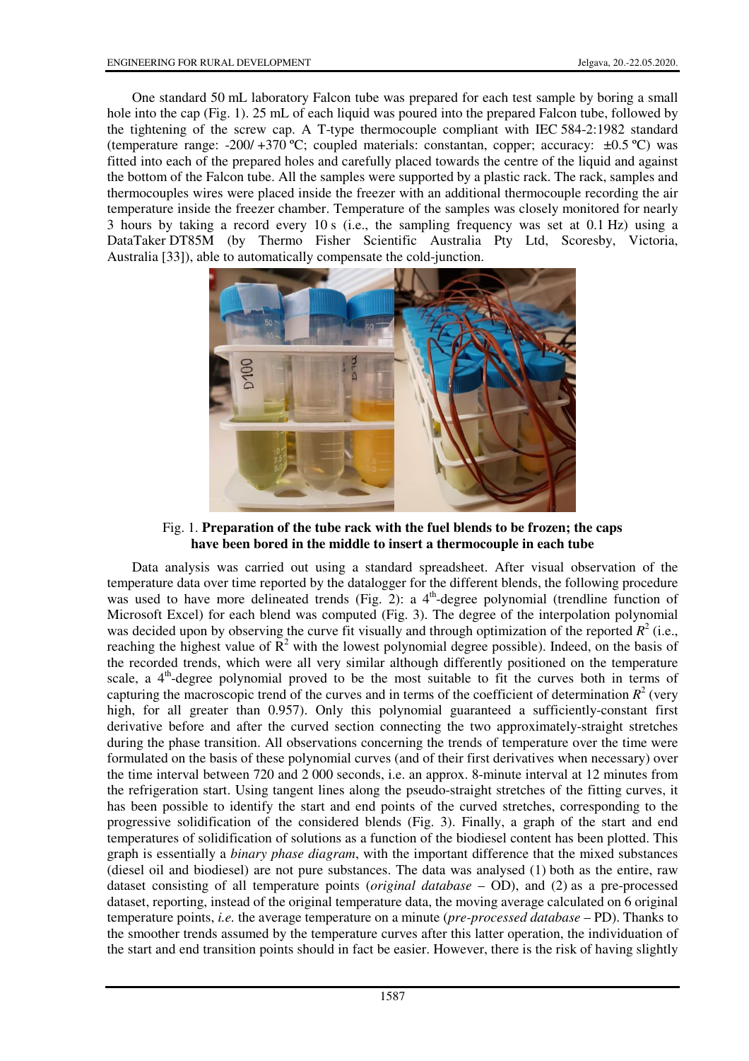One standard 50 mL laboratory Falcon tube was prepared for each test sample by boring a small hole into the cap (Fig. 1). 25 mL of each liquid was poured into the prepared Falcon tube, followed by the tightening of the screw cap. A T-type thermocouple compliant with IEC 584-2:1982 standard (temperature range: -200/ +370 ºC; coupled materials: constantan, copper; accuracy: ±0.5 ºC) was fitted into each of the prepared holes and carefully placed towards the centre of the liquid and against the bottom of the Falcon tube. All the samples were supported by a plastic rack. The rack, samples and thermocouples wires were placed inside the freezer with an additional thermocouple recording the air temperature inside the freezer chamber. Temperature of the samples was closely monitored for nearly 3 hours by taking a record every 10 s (i.e., the sampling frequency was set at 0.1 Hz) using a DataTaker DT85M (by Thermo Fisher Scientific Australia Pty Ltd, Scoresby, Victoria, Australia [33]), able to automatically compensate the cold-junction.

Fig. 1. **Preparation of the tube rack with the fuel blends to be frozen; the caps have been bored in the middle to insert a thermocouple in each tube**

Data analysis was carried out using a standard spreadsheet. After visual observation of the temperature data over time reported by the datalogger for the different blends, the following procedure was used to have more delineated trends (Fig. 2): a 4[th]-degree polynomial (trendline function of Microsoft Excel) for each blend was computed (Fig. 3). The degree of the interpolation polynomial was decided upon by observing the curve fit visually and through optimization of the reported $R^2$ (i.e., reaching the highest value of $R^2$ with the lowest polynomial degree possible). Indeed, on the basis of the recorded trends, which were all very similar although differently positioned on the temperature scale, a 4[th]-degree polynomial proved to be the most suitable to fit the curves both in terms of capturing the macroscopic trend of the curves and in terms of the coefficient of determination $R^2$ (very high, for all greater than 0.957). Only this polynomial guaranteed a sufficiently-constant first derivative before and after the curved section connecting the two approximately-straight stretches during the phase transition. All observations concerning the trends of temperature over the time were formulated on the basis of these polynomial curves (and of their first derivatives when necessary) over the time interval between 720 and 2 000 seconds, i.e. an approx. 8-minute interval at 12 minutes from the refrigeration start. Using tangent lines along the pseudo-straight stretches of the fitting curves, it has been possible to identify the start and end points of the curved stretches, corresponding to the progressive solidification of the considered blends (Fig. 3). Finally, a graph of the start and end temperatures of solidification of solutions as a function of the biodiesel content has been plotted. This graph is essentially a *binary phase diagram*, with the important difference that the mixed substances (diesel oil and biodiesel) are not pure substances. The data was analysed (1) both as the entire, raw dataset consisting of all temperature points (*original database* – OD), and (2) as a pre-processed dataset, reporting, instead of the original temperature data, the moving average calculated on 6 original temperature points, *i.e.* the average temperature on a minute (*pre-processed database* – PD). Thanks to the smoother trends assumed by the temperature curves after this latter operation, the individuation of the start and end transition points should in fact be easier. However, there is the risk of having slightly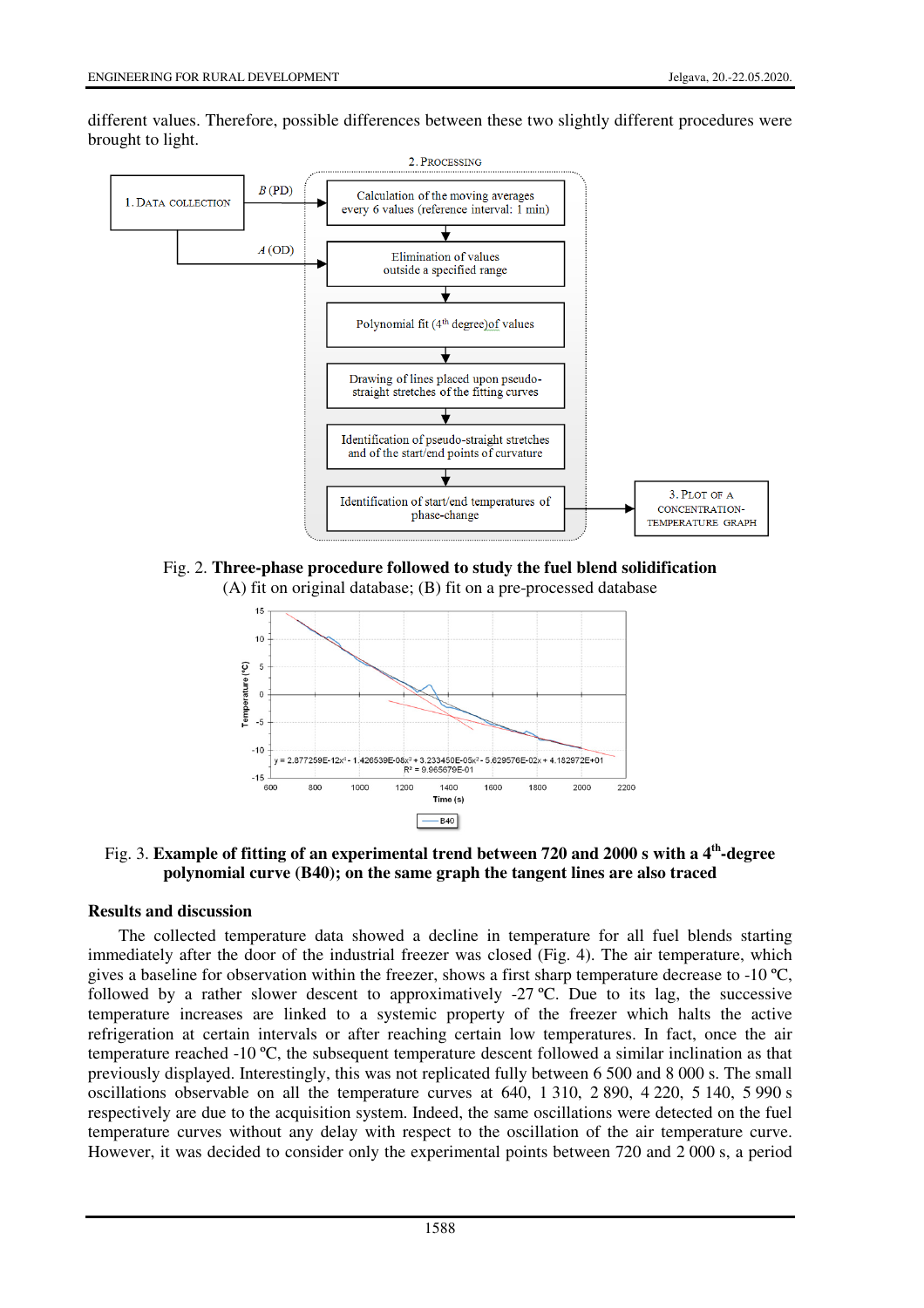different values. Therefore, possible differences between these two slightly different procedures were brought to light.

Fig. 2. **Three-phase procedure followed to study the fuel blend solidification**
(A) fit on original database; (B) fit on a pre-processed database

Fig. 3. **Example of fitting of an experimental trend between 720 and 2000 s with a 4[th]-degree polynomial curve (B40); on the same graph the tangent lines are also traced**

## Results and discussion

The collected temperature data showed a decline in temperature for all fuel blends starting immediately after the door of the industrial freezer was closed (Fig. 4). The air temperature, which gives a baseline for observation within the freezer, shows a first sharp temperature decrease to -10 ºC, followed by a rather slower descent to approximatively -27 ºC. Due to its lag, the successive temperature increases are linked to a systemic property of the freezer which halts the active refrigeration at certain intervals or after reaching certain low temperatures. In fact, once the air temperature reached -10 ºC, the subsequent temperature descent followed a similar inclination as that previously displayed. Interestingly, this was not replicated fully between 6 500 and 8 000 s. The small oscillations observable on all the temperature curves at 640, 1 310, 2 890, 4 220, 5 140, 5 990 s respectively are due to the acquisition system. Indeed, the same oscillations were detected on the fuel temperature curves without any delay with respect to the oscillation of the air temperature curve. However, it was decided to consider only the experimental points between 720 and 2 000 s, a period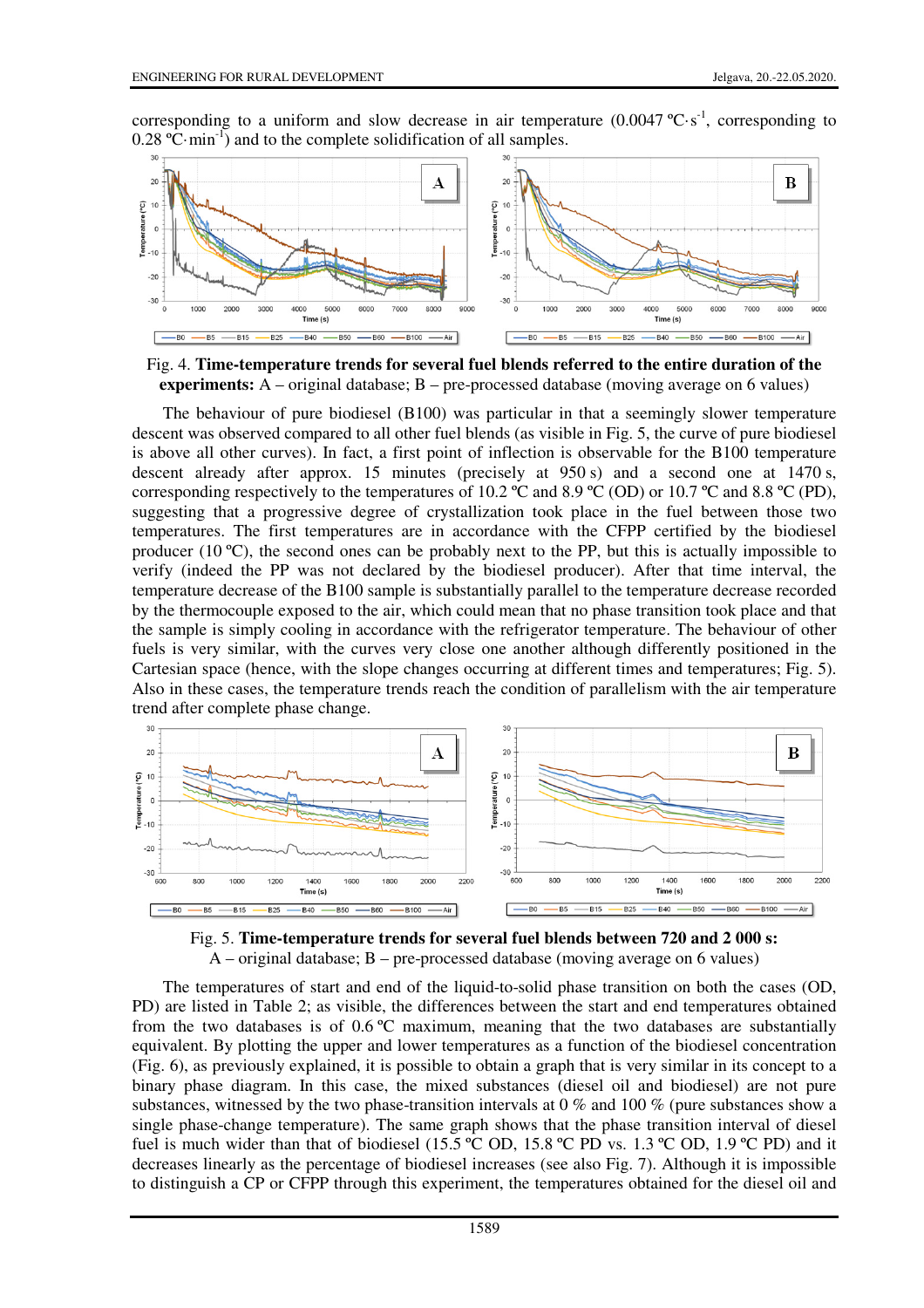corresponding to a uniform and slow decrease in air temperature (0.0047 ºC·s$^{-1}$, corresponding to 0.28 ºC·min$^{-1}$) and to the complete solidification of all samples.

Fig. 4. **Time-temperature trends for several fuel blends referred to the entire duration of the experiments:** A – original database; B – pre-processed database (moving average on 6 values)

The behaviour of pure biodiesel (B100) was particular in that a seemingly slower temperature descent was observed compared to all other fuel blends (as visible in Fig. 5, the curve of pure biodiesel is above all other curves). In fact, a first point of inflection is observable for the B100 temperature descent already after approx. 15 minutes (precisely at 950 s) and a second one at 1470 s, corresponding respectively to the temperatures of 10.2 ºC and 8.9 ºC (OD) or 10.7 ºC and 8.8 ºC (PD), suggesting that a progressive degree of crystallization took place in the fuel between those two temperatures. The first temperatures are in accordance with the CFPP certified by the biodiesel producer (10 ºC), the second ones can be probably next to the PP, but this is actually impossible to verify (indeed the PP was not declared by the biodiesel producer). After that time interval, the temperature decrease of the B100 sample is substantially parallel to the temperature decrease recorded by the thermocouple exposed to the air, which could mean that no phase transition took place and that the sample is simply cooling in accordance with the refrigerator temperature. The behaviour of other fuels is very similar, with the curves very close one another although differently positioned in the Cartesian space (hence, with the slope changes occurring at different times and temperatures; Fig. 5). Also in these cases, the temperature trends reach the condition of parallelism with the air temperature trend after complete phase change.

Fig. 5. **Time-temperature trends for several fuel blends between 720 and 2 000 s:** A – original database; B – pre-processed database (moving average on 6 values)

The temperatures of start and end of the liquid-to-solid phase transition on both the cases (OD, PD) are listed in Table 2; as visible, the differences between the start and end temperatures obtained from the two databases is of 0.6 ºC maximum, meaning that the two databases are substantially equivalent. By plotting the upper and lower temperatures as a function of the biodiesel concentration (Fig. 6), as previously explained, it is possible to obtain a graph that is very similar in its concept to a binary phase diagram. In this case, the mixed substances (diesel oil and biodiesel) are not pure substances, witnessed by the two phase-transition intervals at 0 % and 100 % (pure substances show a single phase-change temperature). The same graph shows that the phase transition interval of diesel fuel is much wider than that of biodiesel (15.5 ºC OD, 15.8 ºC PD vs. 1.3 ºC OD, 1.9 ºC PD) and it decreases linearly as the percentage of biodiesel increases (see also Fig. 7). Although it is impossible to distinguish a CP or CFPP through this experiment, the temperatures obtained for the diesel oil and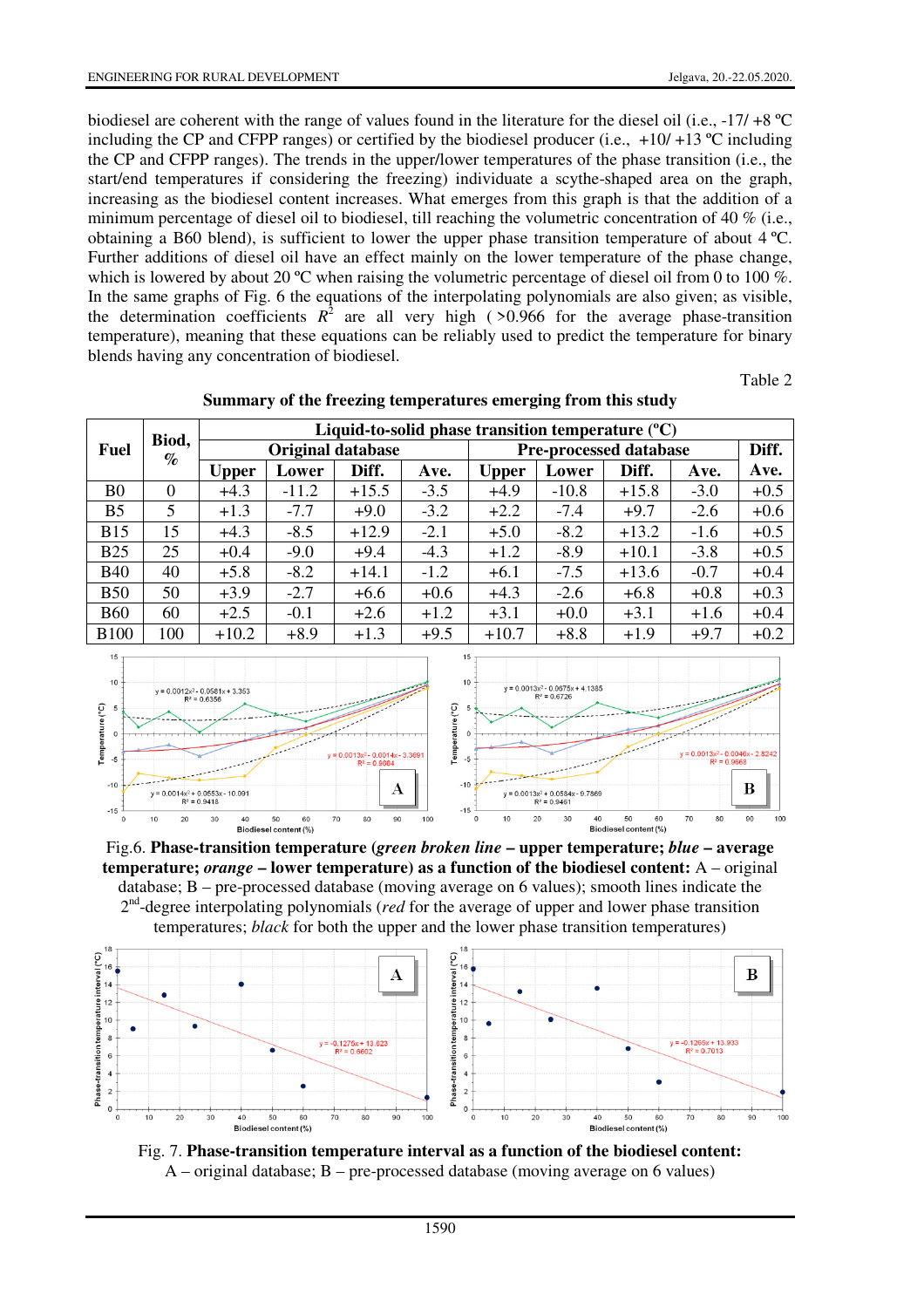biodiesel are coherent with the range of values found in the literature for the diesel oil (i.e., -17/ +8 ºC including the CP and CFPP ranges) or certified by the biodiesel producer (i.e., +10/ +13 ºC including the CP and CFPP ranges). The trends in the upper/lower temperatures of the phase transition (i.e., the start/end temperatures if considering the freezing) individuate a scythe-shaped area on the graph, increasing as the biodiesel content increases. What emerges from this graph is that the addition of a minimum percentage of diesel oil to biodiesel, till reaching the volumetric concentration of 40 % (i.e., obtaining a B60 blend), is sufficient to lower the upper phase transition temperature of about 4 ºC. Further additions of diesel oil have an effect mainly on the lower temperature of the phase change, which is lowered by about 20 ºC when raising the volumetric percentage of diesel oil from 0 to 100 %. In the same graphs of Fig. 6 the equations of the interpolating polynomials are also given; as visible, the determination coefficients $R^2$ are all very high ( >0.966 for the average phase-transition temperature), meaning that these equations can be reliably used to predict the temperature for binary blends having any concentration of biodiesel.

Table 2

**Summary of the freezing temperatures emerging from this study**

| Fuel | Biod, % | Liquid-to-solid phase transition temperature (ºC) | | | | | | | | |
|---|---|---|---|---|---|---|---|---|---|---|
| | | Original database | | | | Pre-processed database | | | | Diff. |
| | | Upper | Lower | Diff. | Ave. | Upper | Lower | Diff. | Ave. | Ave. |
| B0 | 0 | +4.3 | -11.2 | +15.5 | -3.5 | +4.9 | -10.8 | +15.8 | -3.0 | +0.5 |
| B5 | 5 | +1.3 | -7.7 | +9.0 | -3.2 | +2.2 | -7.4 | +9.7 | -2.6 | +0.6 |
| B15 | 15 | +4.3 | -8.5 | +12.9 | -2.1 | +5.0 | -8.2 | +13.2 | -1.6 | +0.5 |
| B25 | 25 | +0.4 | -9.0 | +9.4 | -4.3 | +1.2 | -8.9 | +10.1 | -3.8 | +0.5 |
| B40 | 40 | +5.8 | -8.2 | +14.1 | -1.2 | +6.1 | -7.5 | +13.6 | -0.7 | +0.4 |
| B50 | 50 | +3.9 | -2.7 | +6.6 | +0.6 | +4.3 | -2.6 | +6.8 | +0.8 | +0.3 |
| B60 | 60 | +2.5 | -0.1 | +2.6 | +1.2 | +3.1 | +0.0 | +3.1 | +1.6 | +0.4 |
| B100 | 100 | +10.2 | +8.9 | +1.3 | +9.5 | +10.7 | +8.8 | +1.9 | +9.7 | +0.2 |

Fig.6. **Phase-transition temperature (*green broken line* – upper temperature; *blue* – average temperature; *orange* – lower temperature) as a function of the biodiesel content:** A – original database; B – pre-processed database (moving average on 6 values); smooth lines indicate the 2nd-degree interpolating polynomials (*red* for the average of upper and lower phase transition temperatures; *black* for both the upper and the lower phase transition temperatures)

Fig. 7. **Phase-transition temperature interval as a function of the biodiesel content:** A – original database; B – pre-processed database (moving average on 6 values)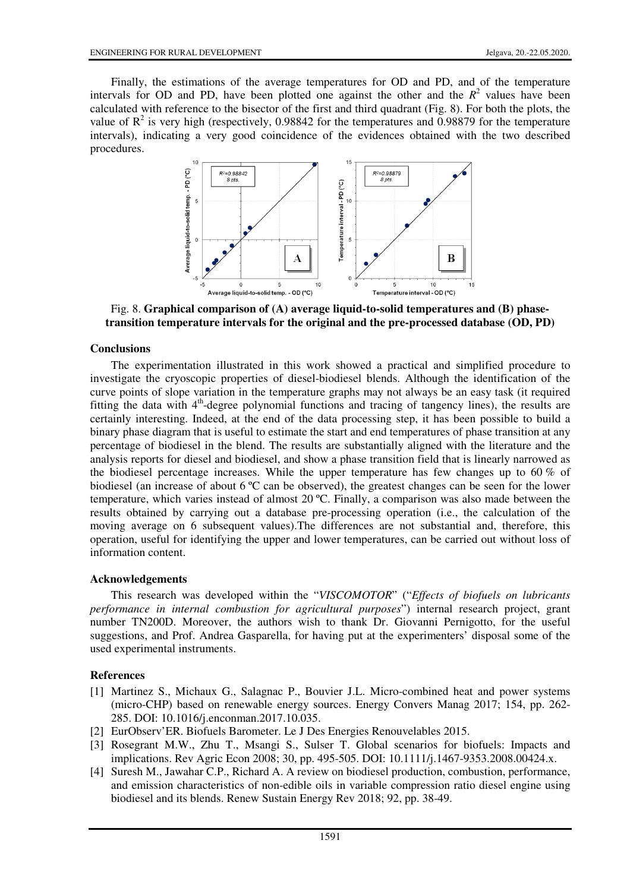Finally, the estimations of the average temperatures for OD and PD, and of the temperature intervals for OD and PD, have been plotted one against the other and the $R^2$ values have been calculated with reference to the bisector of the first and third quadrant (Fig. 8). For both the plots, the value of $R^2$ is very high (respectively, 0.98842 for the temperatures and 0.98879 for the temperature intervals), indicating a very good coincidence of the evidences obtained with the two described procedures.

Fig. 8. **Graphical comparison of (A) average liquid-to-solid temperatures and (B) phase-transition temperature intervals for the original and the pre-processed database (OD, PD)**

## Conclusions

The experimentation illustrated in this work showed a practical and simplified procedure to investigate the cryoscopic properties of diesel-biodiesel blends. Although the identification of the curve points of slope variation in the temperature graphs may not always be an easy task (it required fitting the data with 4th-degree polynomial functions and tracing of tangency lines), the results are certainly interesting. Indeed, at the end of the data processing step, it has been possible to build a binary phase diagram that is useful to estimate the start and end temperatures of phase transition at any percentage of biodiesel in the blend. The results are substantially aligned with the literature and the analysis reports for diesel and biodiesel, and show a phase transition field that is linearly narrowed as the biodiesel percentage increases. While the upper temperature has few changes up to 60 % of biodiesel (an increase of about 6 ºC can be observed), the greatest changes can be seen for the lower temperature, which varies instead of almost 20 ºC. Finally, a comparison was also made between the results obtained by carrying out a database pre-processing operation (i.e., the calculation of the moving average on 6 subsequent values).The differences are not substantial and, therefore, this operation, useful for identifying the upper and lower temperatures, can be carried out without loss of information content.

## Acknowledgements

This research was developed within the "*VISCOMOTOR*" ("*Effects of biofuels on lubricants performance in internal combustion for agricultural purposes*") internal research project, grant number TN200D. Moreover, the authors wish to thank Dr. Giovanni Pernigotto, for the useful suggestions, and Prof. Andrea Gasparella, for having put at the experimenters' disposal some of the used experimental instruments.

## References

[1] Martinez S., Michaux G., Salagnac P., Bouvier J.L. Micro-combined heat and power systems (micro-CHP) based on renewable energy sources. Energy Convers Manag 2017; 154, pp. 262-285. DOI: 10.1016/j.enconman.2017.10.035.

[2] EurObserv'ER. Biofuels Barometer. Le J Des Energies Renouvelables 2015.

[3] Rosegrant M.W., Zhu T., Msangi S., Sulser T. Global scenarios for biofuels: Impacts and implications. Rev Agric Econ 2008; 30, pp. 495-505. DOI: 10.1111/j.1467-9353.2008.00424.x.

[4] Suresh M., Jawahar C.P., Richard A. A review on biodiesel production, combustion, performance, and emission characteristics of non-edible oils in variable compression ratio diesel engine using biodiesel and its blends. Renew Sustain Energy Rev 2018; 92, pp. 38-49.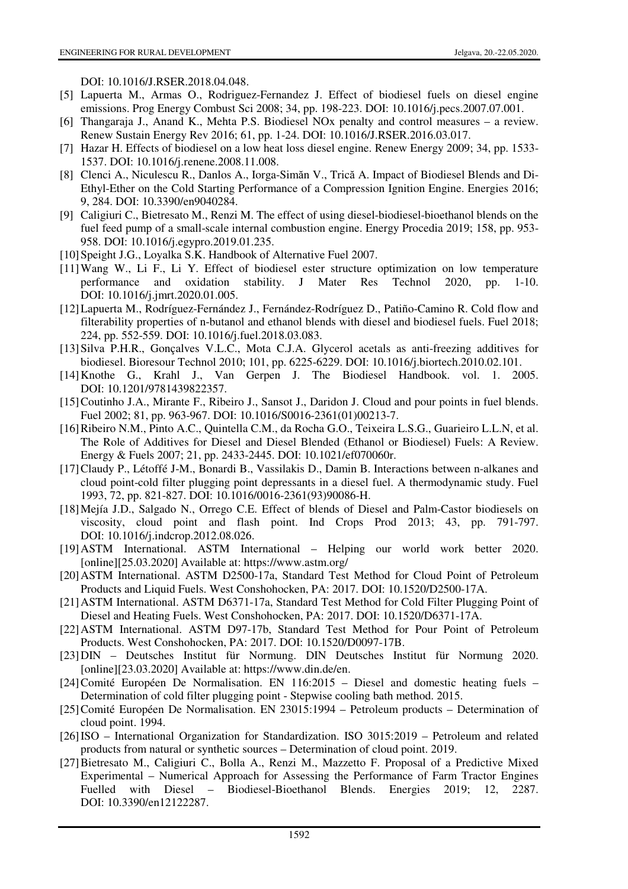DOI: 10.1016/J.RSER.2018.04.048.

[5] Lapuerta M., Armas O., Rodriguez-Fernandez J. Effect of biodiesel fuels on diesel engine emissions. Prog Energy Combust Sci 2008; 34, pp. 198-223. DOI: 10.1016/j.pecs.2007.07.001.

[6] Thangaraja J., Anand K., Mehta P.S. Biodiesel NOx penalty and control measures – a review. Renew Sustain Energy Rev 2016; 61, pp. 1-24. DOI: 10.1016/J.RSER.2016.03.017.

[7] Hazar H. Effects of biodiesel on a low heat loss diesel engine. Renew Energy 2009; 34, pp. 1533-1537. DOI: 10.1016/j.renene.2008.11.008.

[8] Clenci A., Niculescu R., Danlos A., Iorga-Simăn V., Trică A. Impact of Biodiesel Blends and Di-Ethyl-Ether on the Cold Starting Performance of a Compression Ignition Engine. Energies 2016; 9, 284. DOI: 10.3390/en9040284.

[9] Caligiuri C., Bietresato M., Renzi M. The effect of using diesel-biodiesel-bioethanol blends on the fuel feed pump of a small-scale internal combustion engine. Energy Procedia 2019; 158, pp. 953-958. DOI: 10.1016/j.egypro.2019.01.235.

[10] Speight J.G., Loyalka S.K. Handbook of Alternative Fuel 2007.

[11] Wang W., Li F., Li Y. Effect of biodiesel ester structure optimization on low temperature performance and oxidation stability. J Mater Res Technol 2020, pp. 1-10. DOI: 10.1016/j.jmrt.2020.01.005.

[12] Lapuerta M., Rodríguez-Fernández J., Fernández-Rodríguez D., Patiño-Camino R. Cold flow and filterability properties of n-butanol and ethanol blends with diesel and biodiesel fuels. Fuel 2018; 224, pp. 552-559. DOI: 10.1016/j.fuel.2018.03.083.

[13] Silva P.H.R., Gonçalves V.L.C., Mota C.J.A. Glycerol acetals as anti-freezing additives for biodiesel. Bioresour Technol 2010; 101, pp. 6225-6229. DOI: 10.1016/j.biortech.2010.02.101.

[14] Knothe G., Krahl J., Van Gerpen J. The Biodiesel Handbook. vol. 1. 2005. DOI: 10.1201/9781439822357.

[15] Coutinho J.A., Mirante F., Ribeiro J., Sansot J., Daridon J. Cloud and pour points in fuel blends. Fuel 2002; 81, pp. 963-967. DOI: 10.1016/S0016-2361(01)00213-7.

[16] Ribeiro N.M., Pinto A.C., Quintella C.M., da Rocha G.O., Teixeira L.S.G., Guarieiro L.L.N, et al. The Role of Additives for Diesel and Diesel Blended (Ethanol or Biodiesel) Fuels: A Review. Energy & Fuels 2007; 21, pp. 2433-2445. DOI: 10.1021/ef070060r.

[17] Claudy P., Létoffé J-M., Bonardi B., Vassilakis D., Damin B. Interactions between n-alkanes and cloud point-cold filter plugging point depressants in a diesel fuel. A thermodynamic study. Fuel 1993, 72, pp. 821-827. DOI: 10.1016/0016-2361(93)90086-H.

[18] Mejía J.D., Salgado N., Orrego C.E. Effect of blends of Diesel and Palm-Castor biodiesels on viscosity, cloud point and flash point. Ind Crops Prod 2013; 43, pp. 791-797. DOI: 10.1016/j.indcrop.2012.08.026.

[19] ASTM International. ASTM International – Helping our world work better 2020. [online][25.03.2020] Available at: https://www.astm.org/

[20] ASTM International. ASTM D2500-17a, Standard Test Method for Cloud Point of Petroleum Products and Liquid Fuels. West Conshohocken, PA: 2017. DOI: 10.1520/D2500-17A.

[21] ASTM International. ASTM D6371-17a, Standard Test Method for Cold Filter Plugging Point of Diesel and Heating Fuels. West Conshohocken, PA: 2017. DOI: 10.1520/D6371-17A.

[22] ASTM International. ASTM D97-17b, Standard Test Method for Pour Point of Petroleum Products. West Conshohocken, PA: 2017. DOI: 10.1520/D0097-17B.

[23] DIN – Deutsches Institut für Normung. DIN Deutsches Institut für Normung 2020. [online][23.03.2020] Available at: https://www.din.de/en.

[24] Comité Européen De Normalisation. EN 116:2015 – Diesel and domestic heating fuels – Determination of cold filter plugging point - Stepwise cooling bath method. 2015.

[25] Comité Européen De Normalisation. EN 23015:1994 – Petroleum products – Determination of cloud point. 1994.

[26] ISO – International Organization for Standardization. ISO 3015:2019 – Petroleum and related products from natural or synthetic sources – Determination of cloud point. 2019.

[27] Bietresato M., Caligiuri C., Bolla A., Renzi M., Mazzetto F. Proposal of a Predictive Mixed Experimental – Numerical Approach for Assessing the Performance of Farm Tractor Engines Fuelled with Diesel – Biodiesel-Bioethanol Blends. Energies 2019; 12, 2287. DOI: 10.3390/en12122287.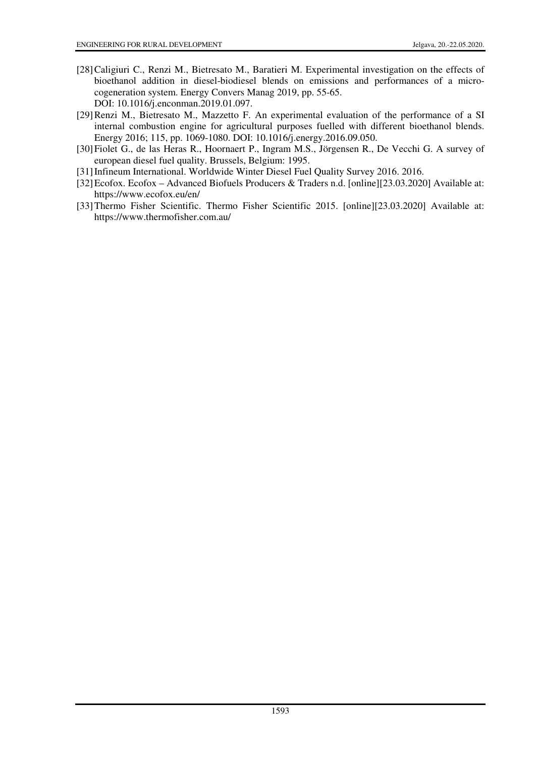[28] Caligiuri C., Renzi M., Bietresato M., Baratieri M. Experimental investigation on the effects of bioethanol addition in diesel-biodiesel blends on emissions and performances of a micro-cogeneration system. Energy Convers Manag 2019, pp. 55-65. DOI: 10.1016/j.enconman.2019.01.097.

[29] Renzi M., Bietresato M., Mazzetto F. An experimental evaluation of the performance of a SI internal combustion engine for agricultural purposes fuelled with different bioethanol blends. Energy 2016; 115, pp. 1069-1080. DOI: 10.1016/j.energy.2016.09.050.

[30] Fiolet G., de las Heras R., Hoornaert P., Ingram M.S., Jörgensen R., De Vecchi G. A survey of european diesel fuel quality. Brussels, Belgium: 1995.

[31] Infineum International. Worldwide Winter Diesel Fuel Quality Survey 2016. 2016.

[32] Ecofox. Ecofox – Advanced Biofuels Producers & Traders n.d. [online][23.03.2020] Available at: https://www.ecofox.eu/en/

[33] Thermo Fisher Scientific. Thermo Fisher Scientific 2015. [online][23.03.2020] Available at: https://www.thermofisher.com.au/